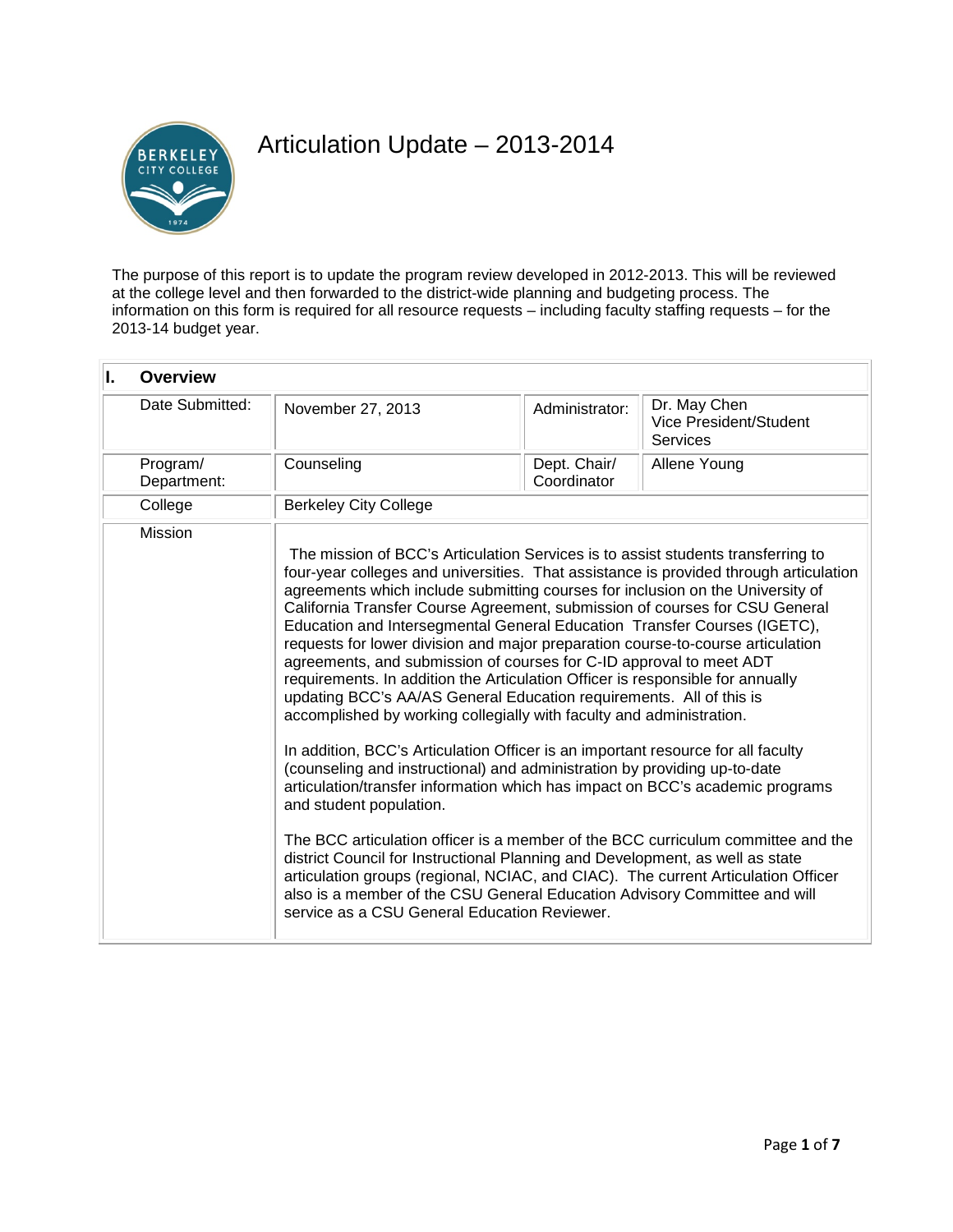# Articulation Update – 2013-2014

The purpose of this report is to update the program review developed in 2012-2013. This will be reviewed at the college level and then forwarded to the district-wide planning and budgeting process. The information on this form is required for all resource requests – including faculty staffing requests – for the 2013-14 budget year.

| **I. Overview** | | | |
|---|---|---|---|
| Date Submitted: | November 27, 2013 | Administrator: | Dr. May Chen Vice President/Student Services |
| Program/ Department: | Counseling | Dept. Chair/ Coordinator | Allene Young |
| College | Berkeley City College | | |
| Mission | The mission of BCC's Articulation Services is to assist students transferring to four-year colleges and universities. That assistance is provided through articulation agreements which include submitting courses for inclusion on the University of California Transfer Course Agreement, submission of courses for CSU General Education and Intersegmental General Education Transfer Courses (IGETC), requests for lower division and major preparation course-to-course articulation agreements, and submission of courses for C-ID approval to meet ADT requirements. In addition the Articulation Officer is responsible for annually updating BCC's AA/AS General Education requirements. All of this is accomplished by working collegially with faculty and administration.<br><br>In addition, BCC's Articulation Officer is an important resource for all faculty (counseling and instructional) and administration by providing up-to-date articulation/transfer information which has impact on BCC's academic programs and student population.<br><br>The BCC articulation officer is a member of the BCC curriculum committee and the district Council for Instructional Planning and Development, as well as state articulation groups (regional, NCIAC, and CIAC). The current Articulation Officer also is a member of the CSU General Education Advisory Committee and will service as a CSU General Education Reviewer. | | |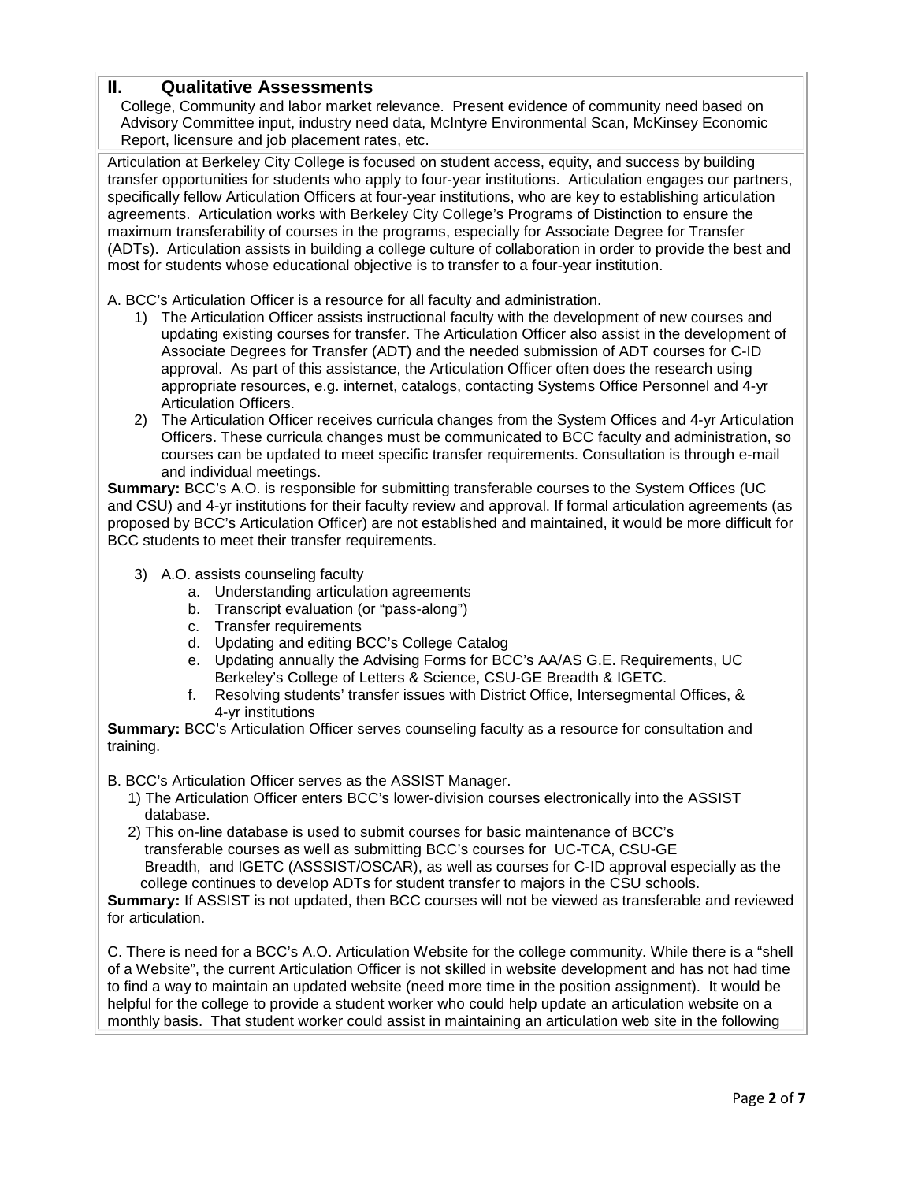## II. Qualitative Assessments

College, Community and labor market relevance. Present evidence of community need based on Advisory Committee input, industry need data, McIntyre Environmental Scan, McKinsey Economic Report, licensure and job placement rates, etc.

Articulation at Berkeley City College is focused on student access, equity, and success by building transfer opportunities for students who apply to four-year institutions. Articulation engages our partners, specifically fellow Articulation Officers at four-year institutions, who are key to establishing articulation agreements. Articulation works with Berkeley City College's Programs of Distinction to ensure the maximum transferability of courses in the programs, especially for Associate Degree for Transfer (ADTs). Articulation assists in building a college culture of collaboration in order to provide the best and most for students whose educational objective is to transfer to a four-year institution.

A. BCC's Articulation Officer is a resource for all faculty and administration.

1) The Articulation Officer assists instructional faculty with the development of new courses and updating existing courses for transfer. The Articulation Officer also assist in the development of Associate Degrees for Transfer (ADT) and the needed submission of ADT courses for C-ID approval. As part of this assistance, the Articulation Officer often does the research using appropriate resources, e.g. internet, catalogs, contacting Systems Office Personnel and 4-yr Articulation Officers.
2) The Articulation Officer receives curricula changes from the System Offices and 4-yr Articulation Officers. These curricula changes must be communicated to BCC faculty and administration, so courses can be updated to meet specific transfer requirements. Consultation is through e-mail and individual meetings.

**Summary:** BCC's A.O. is responsible for submitting transferable courses to the System Offices (UC and CSU) and 4-yr institutions for their faculty review and approval. If formal articulation agreements (as proposed by BCC's Articulation Officer) are not established and maintained, it would be more difficult for BCC students to meet their transfer requirements.

3) A.O. assists counseling faculty
   a. Understanding articulation agreements
   b. Transcript evaluation (or "pass-along")
   c. Transfer requirements
   d. Updating and editing BCC's College Catalog
   e. Updating annually the Advising Forms for BCC's AA/AS G.E. Requirements, UC Berkeley's College of Letters & Science, CSU-GE Breadth & IGETC.
   f. Resolving students' transfer issues with District Office, Intersegmental Offices, & 4-yr institutions

**Summary:** BCC's Articulation Officer serves counseling faculty as a resource for consultation and training.

B. BCC's Articulation Officer serves as the ASSIST Manager.

1) The Articulation Officer enters BCC's lower-division courses electronically into the ASSIST database.
2) This on-line database is used to submit courses for basic maintenance of BCC's transferable courses as well as submitting BCC's courses for UC-TCA, CSU-GE Breadth, and IGETC (ASSSIST/OSCAR), as well as courses for C-ID approval especially as the college continues to develop ADTs for student transfer to majors in the CSU schools.

**Summary:** If ASSIST is not updated, then BCC courses will not be viewed as transferable and reviewed for articulation.

C. There is need for a BCC's A.O. Articulation Website for the college community. While there is a "shell of a Website", the current Articulation Officer is not skilled in website development and has not had time to find a way to maintain an updated website (need more time in the position assignment). It would be helpful for the college to provide a student worker who could help update an articulation website on a monthly basis. That student worker could assist in maintaining an articulation web site in the following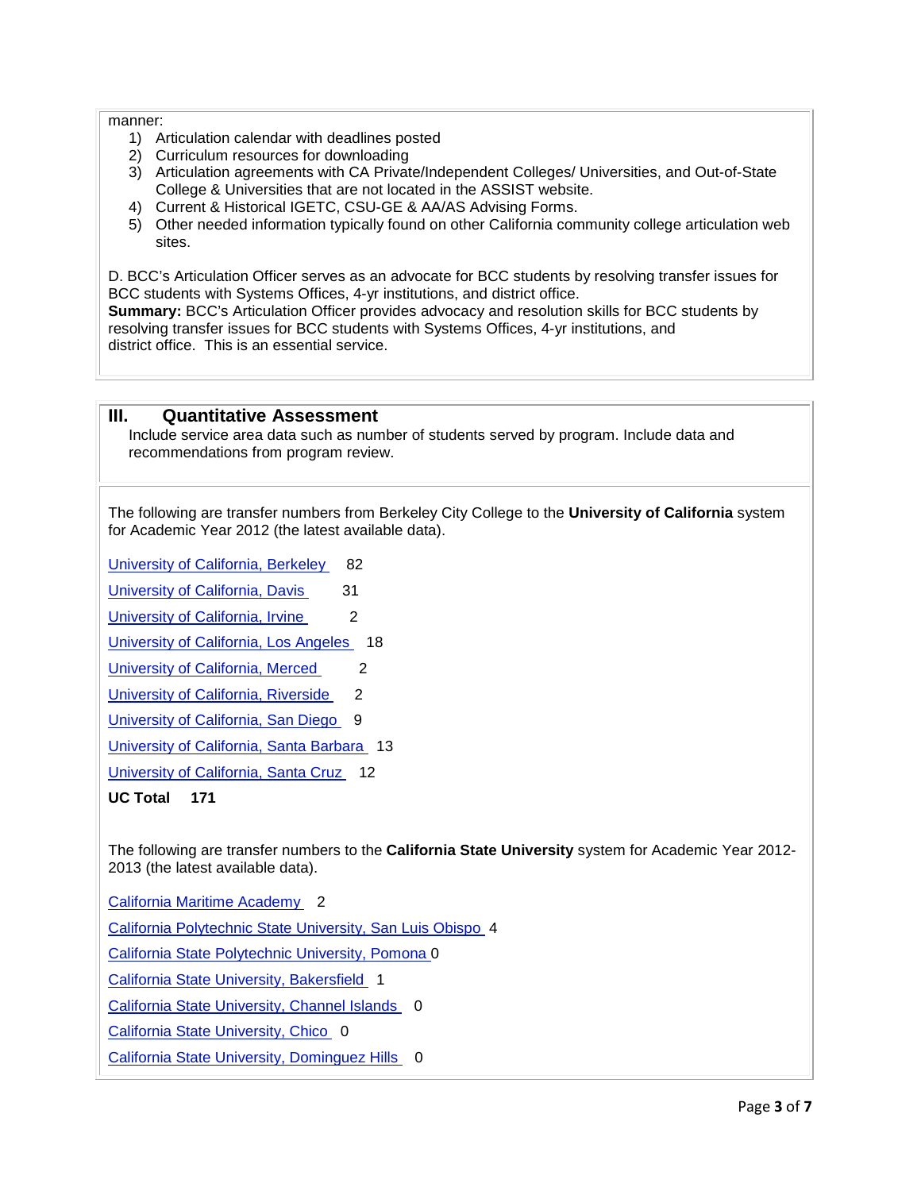manner:

1) Articulation calendar with deadlines posted
2) Curriculum resources for downloading
3) Articulation agreements with CA Private/Independent Colleges/ Universities, and Out-of-State College & Universities that are not located in the ASSIST website.
4) Current & Historical IGETC, CSU-GE & AA/AS Advising Forms.
5) Other needed information typically found on other California community college articulation web sites.

D. BCC's Articulation Officer serves as an advocate for BCC students by resolving transfer issues for BCC students with Systems Offices, 4-yr institutions, and district office.
**Summary:** BCC's Articulation Officer provides advocacy and resolution skills for BCC students by resolving transfer issues for BCC students with Systems Offices, 4-yr institutions, and district office. This is an essential service.

## III. Quantitative Assessment

Include service area data such as number of students served by program. Include data and recommendations from program review.

The following are transfer numbers from Berkeley City College to the **University of California** system for Academic Year 2012 (the latest available data).

University of California, Berkeley 82

University of California, Davis 31

University of California, Irvine 2

University of California, Los Angeles 18

University of California, Merced 2

University of California, Riverside 2

University of California, San Diego 9

University of California, Santa Barbara 13

University of California, Santa Cruz 12

**UC Total 171**

The following are transfer numbers to the **California State University** system for Academic Year 2012-2013 (the latest available data).

California Maritime Academy 2

California Polytechnic State University, San Luis Obispo 4

California State Polytechnic University, Pomona 0

California State University, Bakersfield 1

California State University, Channel Islands 0

California State University, Chico 0

California State University, Dominguez Hills 0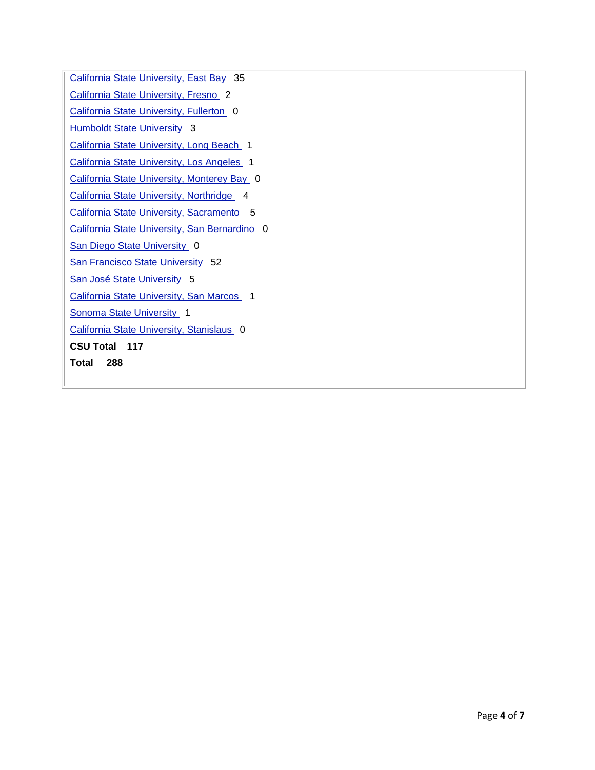California State University, East Bay 35

California State University, Fresno 2

California State University, Fullerton 0

Humboldt State University 3

California State University, Long Beach 1

California State University, Los Angeles 1

California State University, Monterey Bay 0

California State University, Northridge 4

California State University, Sacramento 5

California State University, San Bernardino 0

San Diego State University 0

San Francisco State University 52

San José State University 5

California State University, San Marcos 1

Sonoma State University 1

California State University, Stanislaus 0

**CSU Total 117**

**Total 288**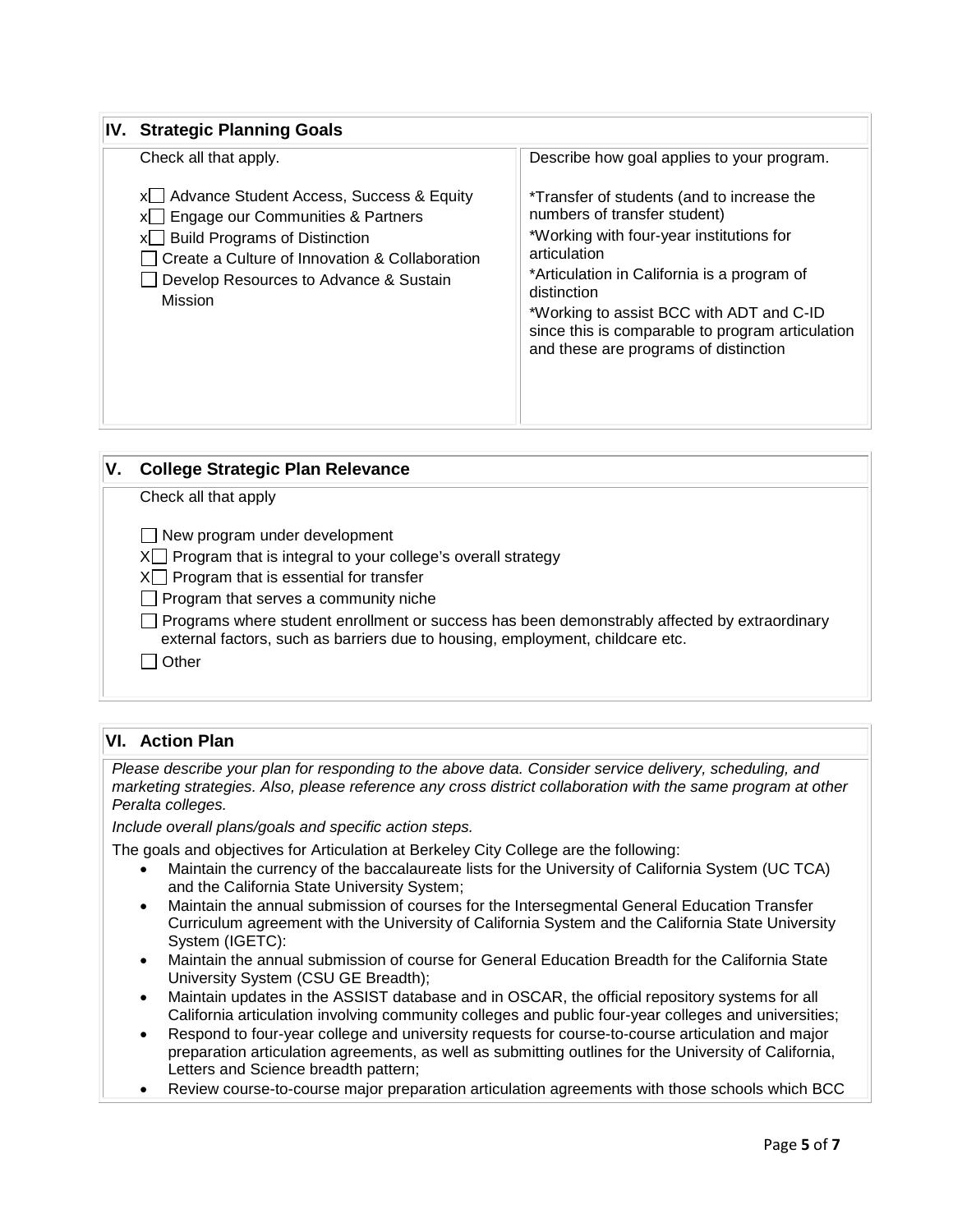## IV. Strategic Planning Goals

| Check all that apply. | Describe how goal applies to your program. |
| --- | --- |
| x☐ Advance Student Access, Success & Equity<br>x☐ Engage our Communities & Partners<br>x☐ Build Programs of Distinction<br>☐ Create a Culture of Innovation & Collaboration<br>☐ Develop Resources to Advance & Sustain Mission | *Transfer of students (and to increase the numbers of transfer student)<br>*Working with four-year institutions for articulation<br>*Articulation in California is a program of distinction<br>*Working to assist BCC with ADT and C-ID since this is comparable to program articulation and these are programs of distinction |

## V. College Strategic Plan Relevance

Check all that apply

☐ New program under development

X☐ Program that is integral to your college's overall strategy

X☐ Program that is essential for transfer

☐ Program that serves a community niche

☐ Programs where student enrollment or success has been demonstrably affected by extraordinary external factors, such as barriers due to housing, employment, childcare etc.

☐ Other

## VI. Action Plan

*Please describe your plan for responding to the above data. Consider service delivery, scheduling, and marketing strategies. Also, please reference any cross district collaboration with the same program at other Peralta colleges.*

*Include overall plans/goals and specific action steps.*

The goals and objectives for Articulation at Berkeley City College are the following:

- Maintain the currency of the baccalaureate lists for the University of California System (UC TCA) and the California State University System;
- Maintain the annual submission of courses for the Intersegmental General Education Transfer Curriculum agreement with the University of California System and the California State University System (IGETC):
- Maintain the annual submission of course for General Education Breadth for the California State University System (CSU GE Breadth);
- Maintain updates in the ASSIST database and in OSCAR, the official repository systems for all California articulation involving community colleges and public four-year colleges and universities;
- Respond to four-year college and university requests for course-to-course articulation and major preparation articulation agreements, as well as submitting outlines for the University of California, Letters and Science breadth pattern;
- Review course-to-course major preparation articulation agreements with those schools which BCC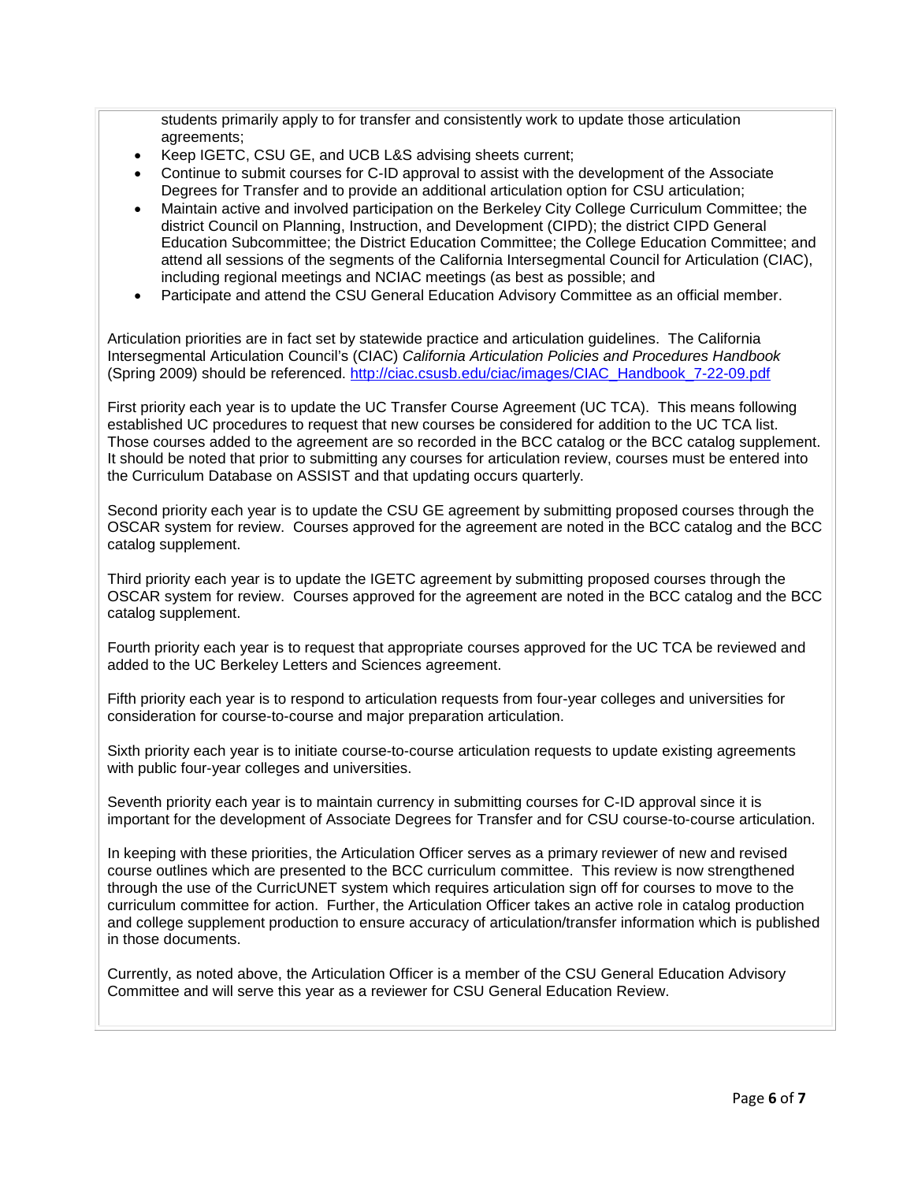students primarily apply to for transfer and consistently work to update those articulation agreements;

- Keep IGETC, CSU GE, and UCB L&S advising sheets current;
- Continue to submit courses for C-ID approval to assist with the development of the Associate Degrees for Transfer and to provide an additional articulation option for CSU articulation;
- Maintain active and involved participation on the Berkeley City College Curriculum Committee; the district Council on Planning, Instruction, and Development (CIPD); the district CIPD General Education Subcommittee; the District Education Committee; the College Education Committee; and attend all sessions of the segments of the California Intersegmental Council for Articulation (CIAC), including regional meetings and NCIAC meetings (as best as possible; and
- Participate and attend the CSU General Education Advisory Committee as an official member.

Articulation priorities are in fact set by statewide practice and articulation guidelines. The California Intersegmental Articulation Council's (CIAC) *California Articulation Policies and Procedures Handbook* (Spring 2009) should be referenced. http://ciac.csusb.edu/ciac/images/CIAC_Handbook_7-22-09.pdf

First priority each year is to update the UC Transfer Course Agreement (UC TCA). This means following established UC procedures to request that new courses be considered for addition to the UC TCA list. Those courses added to the agreement are so recorded in the BCC catalog or the BCC catalog supplement. It should be noted that prior to submitting any courses for articulation review, courses must be entered into the Curriculum Database on ASSIST and that updating occurs quarterly.

Second priority each year is to update the CSU GE agreement by submitting proposed courses through the OSCAR system for review. Courses approved for the agreement are noted in the BCC catalog and the BCC catalog supplement.

Third priority each year is to update the IGETC agreement by submitting proposed courses through the OSCAR system for review. Courses approved for the agreement are noted in the BCC catalog and the BCC catalog supplement.

Fourth priority each year is to request that appropriate courses approved for the UC TCA be reviewed and added to the UC Berkeley Letters and Sciences agreement.

Fifth priority each year is to respond to articulation requests from four-year colleges and universities for consideration for course-to-course and major preparation articulation.

Sixth priority each year is to initiate course-to-course articulation requests to update existing agreements with public four-year colleges and universities.

Seventh priority each year is to maintain currency in submitting courses for C-ID approval since it is important for the development of Associate Degrees for Transfer and for CSU course-to-course articulation.

In keeping with these priorities, the Articulation Officer serves as a primary reviewer of new and revised course outlines which are presented to the BCC curriculum committee. This review is now strengthened through the use of the CurricUNET system which requires articulation sign off for courses to move to the curriculum committee for action. Further, the Articulation Officer takes an active role in catalog production and college supplement production to ensure accuracy of articulation/transfer information which is published in those documents.

Currently, as noted above, the Articulation Officer is a member of the CSU General Education Advisory Committee and will serve this year as a reviewer for CSU General Education Review.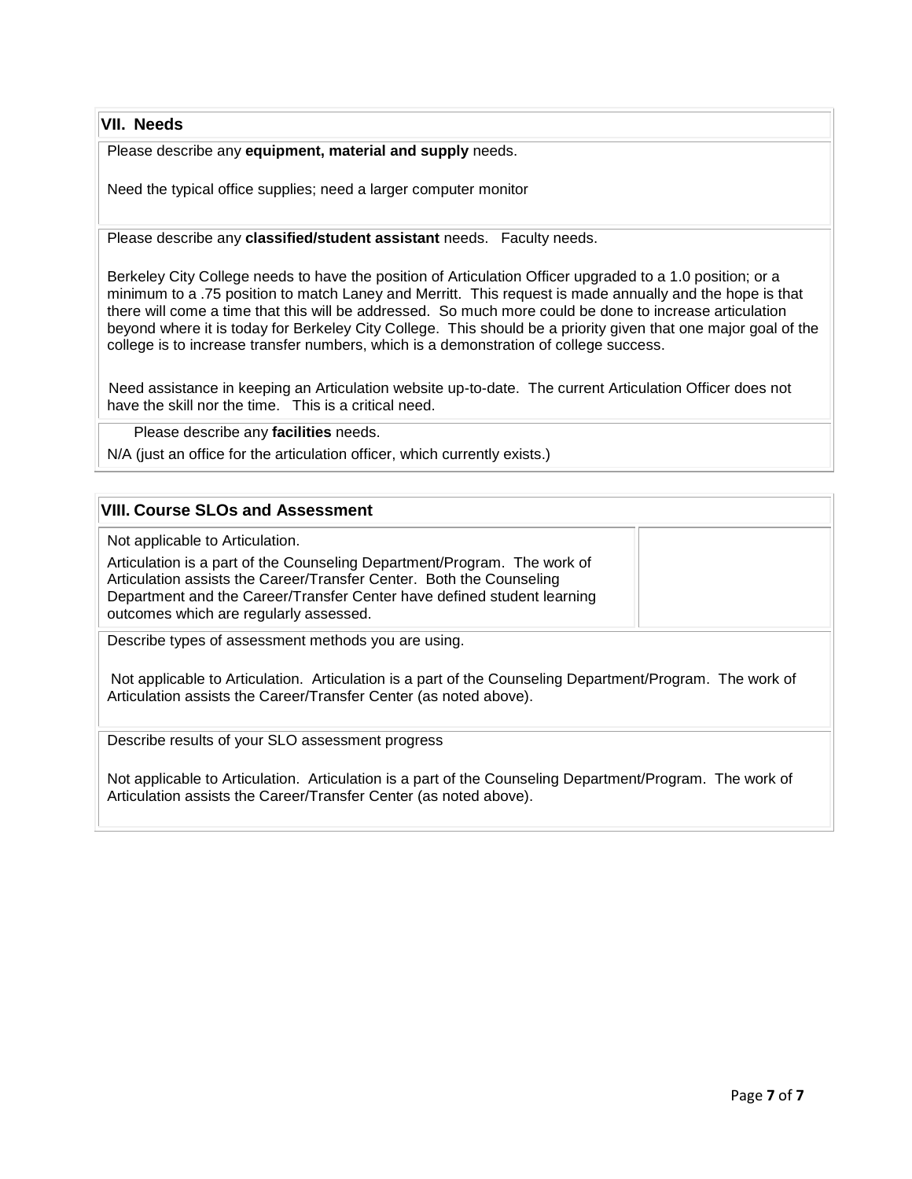## VII. Needs

Please describe any **equipment, material and supply** needs.

Need the typical office supplies; need a larger computer monitor

Please describe any **classified/student assistant** needs. Faculty needs.

Berkeley City College needs to have the position of Articulation Officer upgraded to a 1.0 position; or a minimum to a .75 position to match Laney and Merritt. This request is made annually and the hope is that there will come a time that this will be addressed. So much more could be done to increase articulation beyond where it is today for Berkeley City College. This should be a priority given that one major goal of the college is to increase transfer numbers, which is a demonstration of college success.

Need assistance in keeping an Articulation website up-to-date. The current Articulation Officer does not have the skill nor the time. This is a critical need.

Please describe any **facilities** needs.

N/A (just an office for the articulation officer, which currently exists.)

## VIII. Course SLOs and Assessment

Not applicable to Articulation.

Articulation is a part of the Counseling Department/Program. The work of Articulation assists the Career/Transfer Center. Both the Counseling Department and the Career/Transfer Center have defined student learning outcomes which are regularly assessed.

Describe types of assessment methods you are using.

Not applicable to Articulation. Articulation is a part of the Counseling Department/Program. The work of Articulation assists the Career/Transfer Center (as noted above).

Describe results of your SLO assessment progress

Not applicable to Articulation. Articulation is a part of the Counseling Department/Program. The work of Articulation assists the Career/Transfer Center (as noted above).